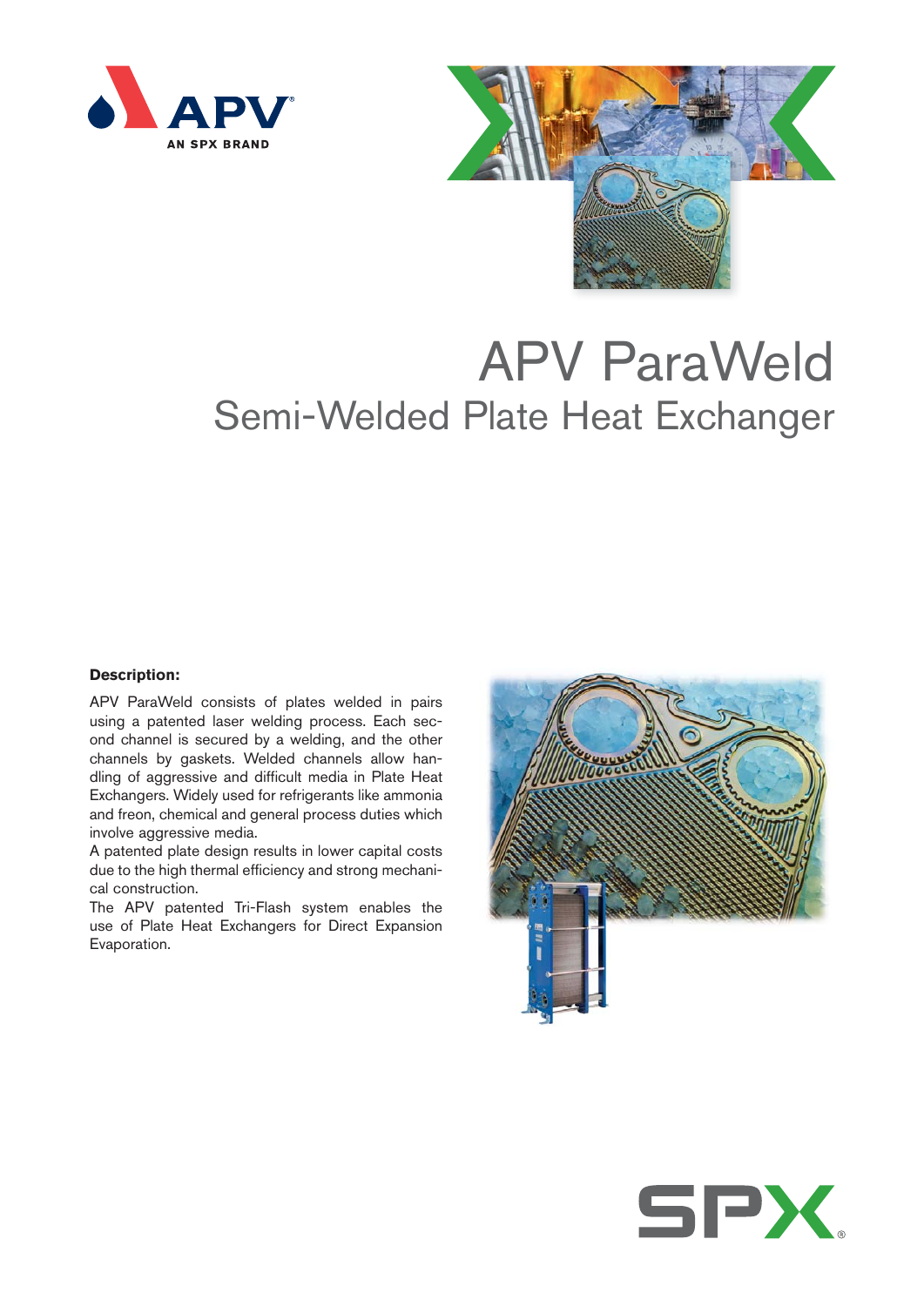# APV ParaWeld

## Semi-Welded Plate Heat Exchanger

**Description:**

APV ParaWeld consists of plates welded in pairs using a patented laser welding process. Each second channel is secured by a welding, and the other channels by gaskets. Welded channels allow handling of aggressive and difficult media in Plate Heat Exchangers. Widely used for refrigerants like ammonia and freon, chemical and general process duties which involve aggressive media.

A patented plate design results in lower capital costs due to the high thermal efficiency and strong mechanical construction.

The APV patented Tri-Flash system enables the use of Plate Heat Exchangers for Direct Expansion Evaporation.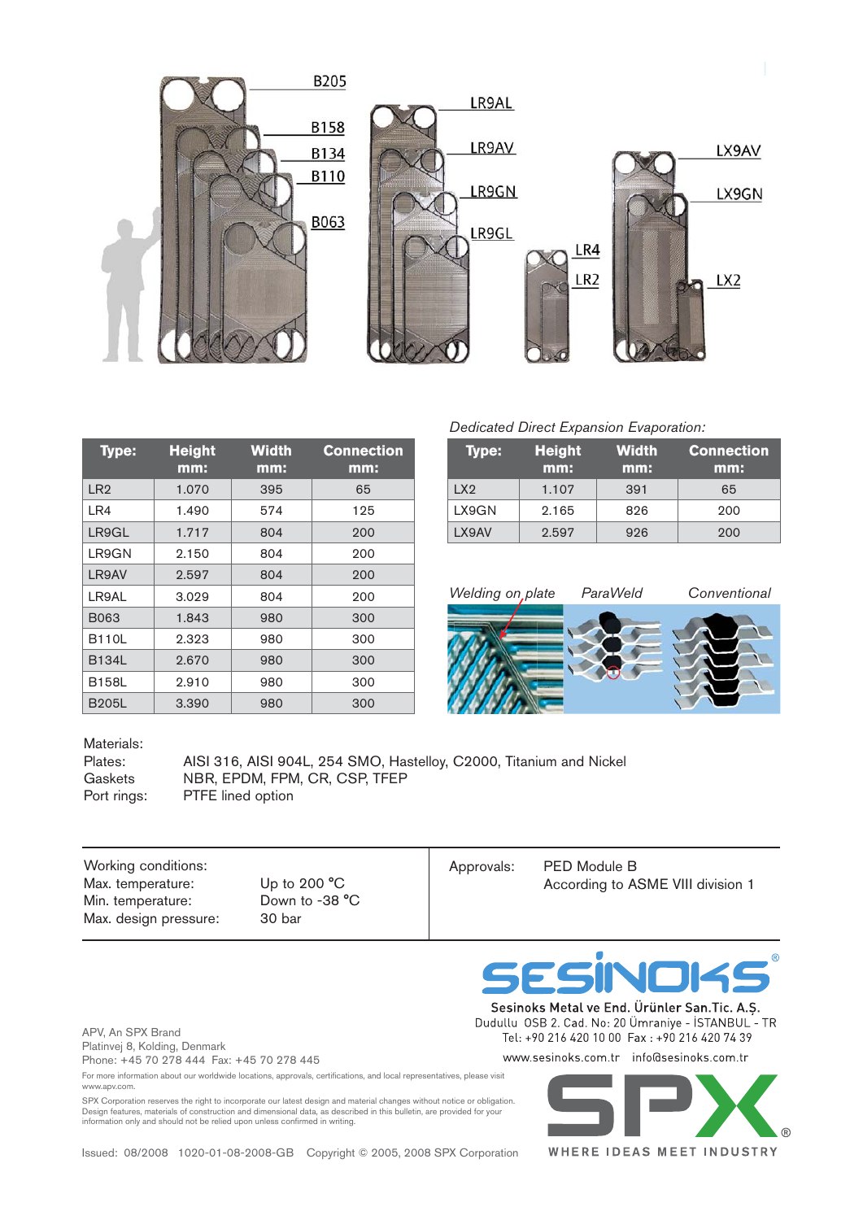| Type: | Height mm: | Width mm: | Connection mm: |
|---|---|---|---|
| LR2 | 1.070 | 395 | 65 |
| LR4 | 1.490 | 574 | 125 |
| LR9GL | 1.717 | 804 | 200 |
| LR9GN | 2.150 | 804 | 200 |
| LR9AV | 2.597 | 804 | 200 |
| LR9AL | 3.029 | 804 | 200 |
| B063 | 1.843 | 980 | 300 |
| B110L | 2.323 | 980 | 300 |
| B134L | 2.670 | 980 | 300 |
| B158L | 2.910 | 980 | 300 |
| B205L | 3.390 | 980 | 300 |

*Dedicated Direct Expansion Evaporation:*

| Type: | Height mm: | Width mm: | Connection mm: |
|---|---|---|---|
| LX2 | 1.107 | 391 | 65 |
| LX9GN | 2.165 | 826 | 200 |
| LX9AV | 2.597 | 926 | 200 |

*Welding on plate* *ParaWeld* *Conventional*

Materials:

| | |
|---|---|
| Plates: | AISI 316, AISI 904L, 254 SMO, Hastelloy, C2000, Titanium and Nickel |
| Gaskets | NBR, EPDM, FPM, CR, CSP, TFEP |
| Port rings: | PTFE lined option |

Working conditions:

| | |
|---|---|
| Max. temperature: | Up to 200 °C |
| Min. temperature: | Down to -38 °C |
| Max. design pressure: | 30 bar |

Approvals: PED Module B
According to ASME VIII division 1

SESINOKS®

Sesinoks Metal ve End. Ürünler San.Tic. A.Ş.
Dudullu OSB 2. Cad. No: 20 Ümraniye - İSTANBUL - TR
Tel: +90 216 420 10 00 Fax : +90 216 420 74 39
www.sesinoks.com.tr info@sesinoks.com.tr

APV, An SPX Brand
Platinvej 8, Kolding, Denmark
Phone: +45 70 278 444 Fax: +45 70 278 445

For more information about our worldwide locations, approvals, certifications, and local representatives, please visit www.apv.com.

SPX Corporation reserves the right to incorporate our latest design and material changes without notice or obligation. Design features, materials of construction and dimensional data, as described in this bulletin, are provided for your information only and should not be relied upon unless confirmed in writing.

SPX®
WHERE IDEAS MEET INDUSTRY

Issued: 08/2008 1020-01-08-2008-GB Copyright © 2005, 2008 SPX Corporation